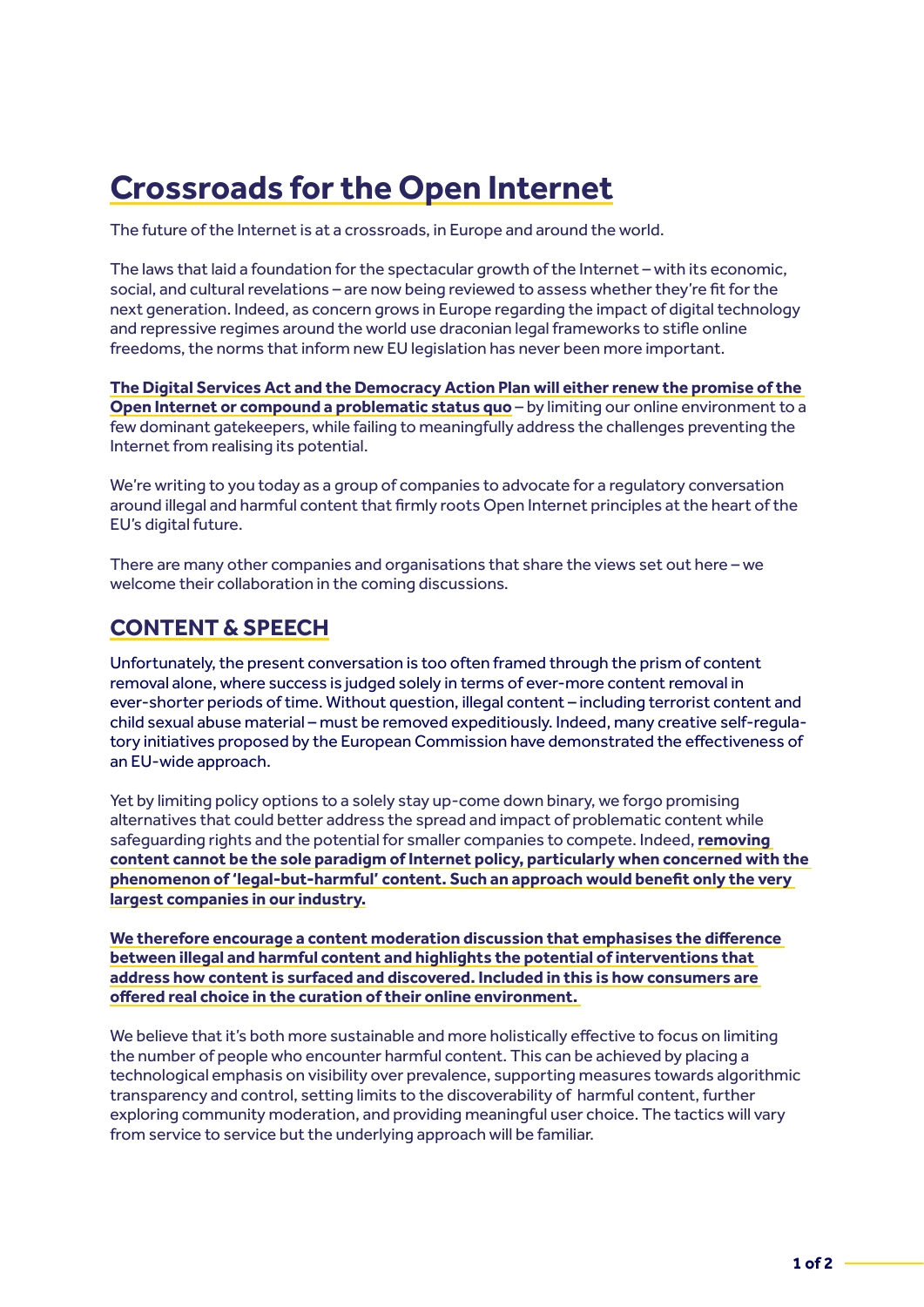# Crossroads for the Open Internet

The future of the Internet is at a crossroads, in Europe and around the world.

The laws that laid a foundation for the spectacular growth of the Internet – with its economic, social, and cultural revelations – are now being reviewed to assess whether they're fit for the next generation. Indeed, as concern grows in Europe regarding the impact of digital technology and repressive regimes around the world use draconian legal frameworks to stifle online freedoms, the norms that inform new EU legislation has never been more important.

**The Digital Services Act and the Democracy Action Plan will either renew the promise of the Open Internet or compound a problematic status quo** – by limiting our online environment to a few dominant gatekeepers, while failing to meaningfully address the challenges preventing the Internet from realising its potential.

We're writing to you today as a group of companies to advocate for a regulatory conversation around illegal and harmful content that firmly roots Open Internet principles at the heart of the EU's digital future.

There are many other companies and organisations that share the views set out here – we welcome their collaboration in the coming discussions.

## CONTENT & SPEECH

Unfortunately, the present conversation is too often framed through the prism of content removal alone, where success is judged solely in terms of ever-more content removal in ever-shorter periods of time. Without question, illegal content – including terrorist content and child sexual abuse material – must be removed expeditiously. Indeed, many creative self-regulatory initiatives proposed by the European Commission have demonstrated the effectiveness of an EU-wide approach.

Yet by limiting policy options to a solely stay up-come down binary, we forgo promising alternatives that could better address the spread and impact of problematic content while safeguarding rights and the potential for smaller companies to compete. Indeed, **removing content cannot be the sole paradigm of Internet policy, particularly when concerned with the phenomenon of 'legal-but-harmful' content. Such an approach would benefit only the very largest companies in our industry.**

**We therefore encourage a content moderation discussion that emphasises the difference between illegal and harmful content and highlights the potential of interventions that address how content is surfaced and discovered. Included in this is how consumers are offered real choice in the curation of their online environment.**

We believe that it's both more sustainable and more holistically effective to focus on limiting the number of people who encounter harmful content. This can be achieved by placing a technological emphasis on visibility over prevalence, supporting measures towards algorithmic transparency and control, setting limits to the discoverability of harmful content, further exploring community moderation, and providing meaningful user choice. The tactics will vary from service to service but the underlying approach will be familiar.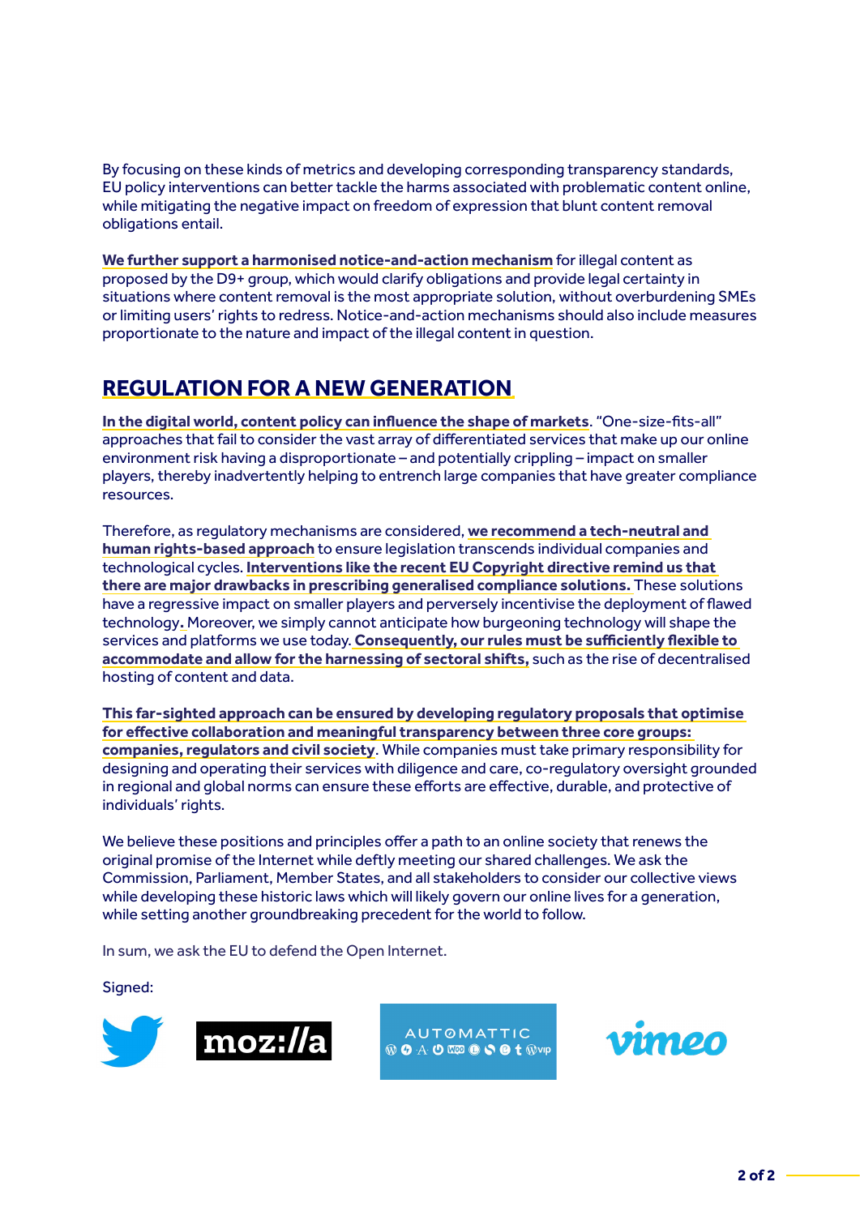By focusing on these kinds of metrics and developing corresponding transparency standards, EU policy interventions can better tackle the harms associated with problematic content online, while mitigating the negative impact on freedom of expression that blunt content removal obligations entail.

**We further support a harmonised notice-and-action mechanism** for illegal content as proposed by the D9+ group, which would clarify obligations and provide legal certainty in situations where content removal is the most appropriate solution, without overburdening SMEs or limiting users' rights to redress. Notice-and-action mechanisms should also include measures proportionate to the nature and impact of the illegal content in question.

## REGULATION FOR A NEW GENERATION

**In the digital world, content policy can influence the shape of markets**. "One-size-fits-all" approaches that fail to consider the vast array of differentiated services that make up our online environment risk having a disproportionate – and potentially crippling – impact on smaller players, thereby inadvertently helping to entrench large companies that have greater compliance resources.

Therefore, as regulatory mechanisms are considered, **we recommend a tech-neutral and human rights-based approach** to ensure legislation transcends individual companies and technological cycles. **Interventions like the recent EU Copyright directive remind us that there are major drawbacks in prescribing generalised compliance solutions.** These solutions have a regressive impact on smaller players and perversely incentivise the deployment of flawed technology. Moreover, we simply cannot anticipate how burgeoning technology will shape the services and platforms we use today. **Consequently, our rules must be sufficiently flexible to accommodate and allow for the harnessing of sectoral shifts,** such as the rise of decentralised hosting of content and data.

**This far-sighted approach can be ensured by developing regulatory proposals that optimise for effective collaboration and meaningful transparency between three core groups: companies, regulators and civil society**. While companies must take primary responsibility for designing and operating their services with diligence and care, co-regulatory oversight grounded in regional and global norms can ensure these efforts are effective, durable, and protective of individuals' rights.

We believe these positions and principles offer a path to an online society that renews the original promise of the Internet while deftly meeting our shared challenges. We ask the Commission, Parliament, Member States, and all stakeholders to consider our collective views while developing these historic laws which will likely govern our online lives for a generation, while setting another groundbreaking precedent for the world to follow.

In sum, we ask the EU to defend the Open Internet.

Signed:

moz://a

AUTOMATTIC

vimeo